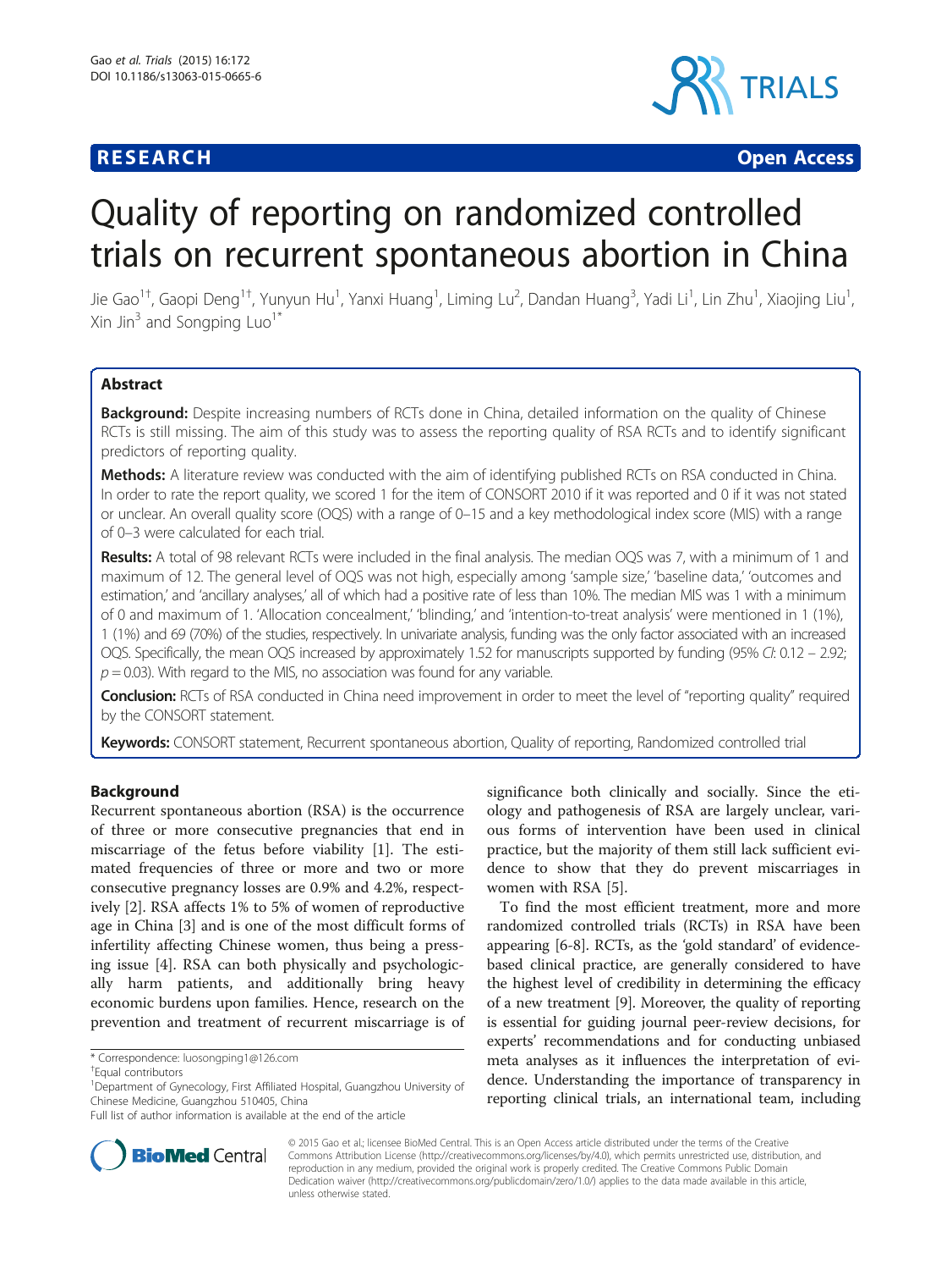RESEARCH Open Access

# Quality of reporting on randomized controlled trials on recurrent spontaneous abortion in China

Jie Gao[1†], Gaopi Deng[1†], Yunyun Hu[1], Yanxi Huang[1], Liming Lu[2], Dandan Huang[3], Yadi Li[1], Lin Zhu[1], Xiaojing Liu[1], Xin Jin[3] and Songping Luo[1*]

## Abstract

**Background:** Despite increasing numbers of RCTs done in China, detailed information on the quality of Chinese RCTs is still missing. The aim of this study was to assess the reporting quality of RSA RCTs and to identify significant predictors of reporting quality.

**Methods:** A literature review was conducted with the aim of identifying published RCTs on RSA conducted in China. In order to rate the report quality, we scored 1 for the item of CONSORT 2010 if it was reported and 0 if it was not stated or unclear. An overall quality score (OQS) with a range of 0–15 and a key methodological index score (MIS) with a range of 0–3 were calculated for each trial.

**Results:** A total of 98 relevant RCTs were included in the final analysis. The median OQS was 7, with a minimum of 1 and maximum of 12. The general level of OQS was not high, especially among 'sample size,' 'baseline data,' 'outcomes and estimation,' and 'ancillary analyses,' all of which had a positive rate of less than 10%. The median MIS was 1 with a minimum of 0 and maximum of 1. 'Allocation concealment,' 'blinding,' and 'intention-to-treat analysis' were mentioned in 1 (1%), 1 (1%) and 69 (70%) of the studies, respectively. In univariate analysis, funding was the only factor associated with an increased OQS. Specifically, the mean OQS increased by approximately 1.52 for manuscripts supported by funding (95% *CI*: 0.12 – 2.92; $p = 0.03$). With regard to the MIS, no association was found for any variable.

**Conclusion:** RCTs of RSA conducted in China need improvement in order to meet the level of "reporting quality" required by the CONSORT statement.

**Keywords:** CONSORT statement, Recurrent spontaneous abortion, Quality of reporting, Randomized controlled trial

## Background

Recurrent spontaneous abortion (RSA) is the occurrence of three or more consecutive pregnancies that end in miscarriage of the fetus before viability [1]. The estimated frequencies of three or more and two or more consecutive pregnancy losses are 0.9% and 4.2%, respectively [2]. RSA affects 1% to 5% of women of reproductive age in China [3] and is one of the most difficult forms of infertility affecting Chinese women, thus being a pressing issue [4]. RSA can both physically and psychologically harm patients, and additionally bring heavy economic burdens upon families. Hence, research on the prevention and treatment of recurrent miscarriage is of significance both clinically and socially. Since the etiology and pathogenesis of RSA are largely unclear, various forms of intervention have been used in clinical practice, but the majority of them still lack sufficient evidence to show that they do prevent miscarriages in women with RSA [5].

To find the most efficient treatment, more and more randomized controlled trials (RCTs) in RSA have been appearing [6-8]. RCTs, as the 'gold standard' of evidence-based clinical practice, are generally considered to have the highest level of credibility in determining the efficacy of a new treatment [9]. Moreover, the quality of reporting is essential for guiding journal peer-review decisions, for experts' recommendations and for conducting unbiased meta analyses as it influences the interpretation of evidence. Understanding the importance of transparency in reporting clinical trials, an international team, including

\* Correspondence: luosongping1@126.com
†Equal contributors
[1]Department of Gynecology, First Affiliated Hospital, Guangzhou University of Chinese Medicine, Guangzhou 510405, China
Full list of author information is available at the end of the article

© 2015 Gao et al.; licensee BioMed Central. This is an Open Access article distributed under the terms of the Creative Commons Attribution License (http://creativecommons.org/licenses/by/4.0), which permits unrestricted use, distribution, and reproduction in any medium, provided the original work is properly credited. The Creative Commons Public Domain Dedication waiver (http://creativecommons.org/publicdomain/zero/1.0/) applies to the data made available in this article, unless otherwise stated.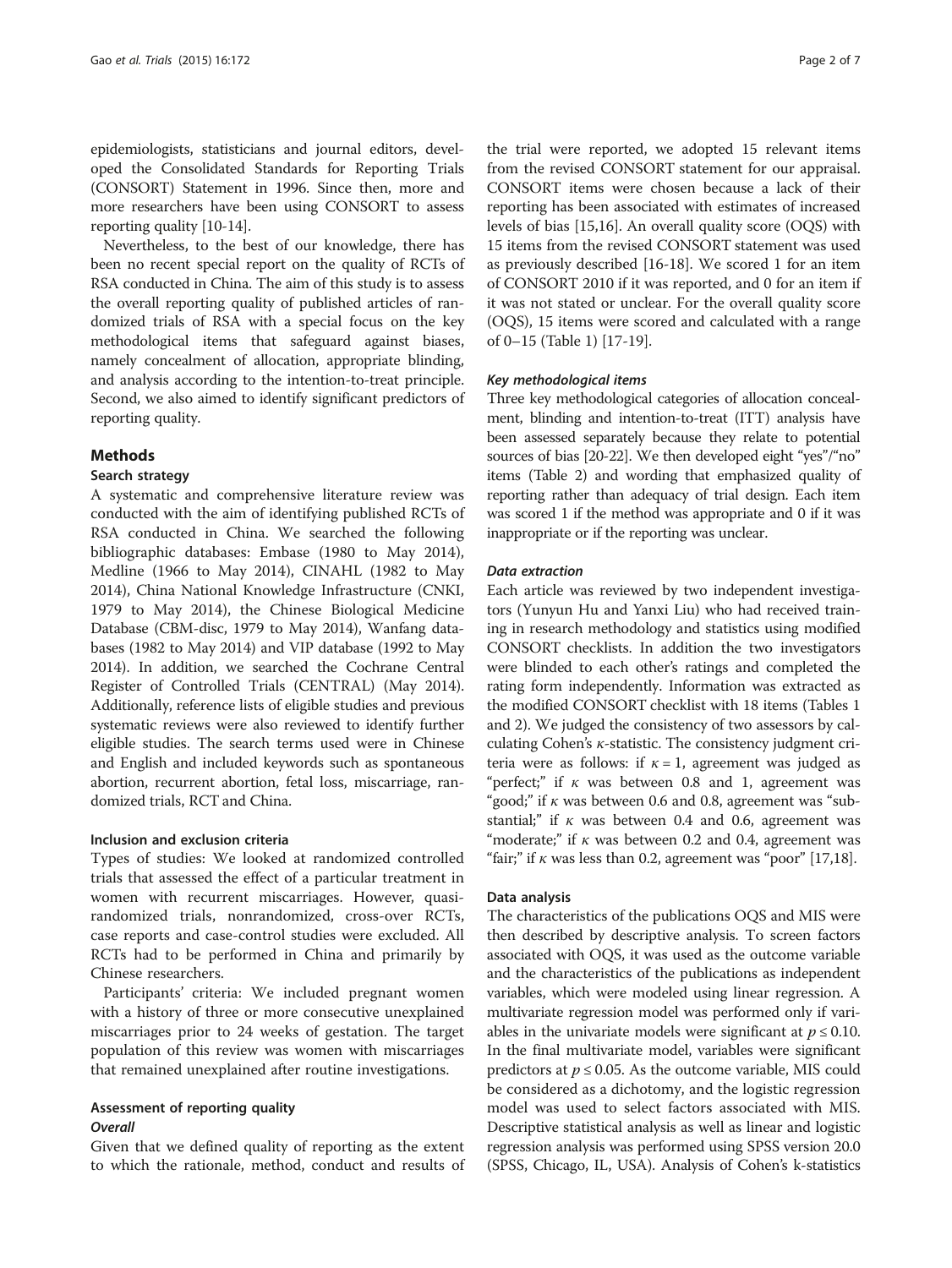epidemiologists, statisticians and journal editors, developed the Consolidated Standards for Reporting Trials (CONSORT) Statement in 1996. Since then, more and more researchers have been using CONSORT to assess reporting quality [10-14].

Nevertheless, to the best of our knowledge, there has been no recent special report on the quality of RCTs of RSA conducted in China. The aim of this study is to assess the overall reporting quality of published articles of randomized trials of RSA with a special focus on the key methodological items that safeguard against biases, namely concealment of allocation, appropriate blinding, and analysis according to the intention-to-treat principle. Second, we also aimed to identify significant predictors of reporting quality.

## Methods

### Search strategy

A systematic and comprehensive literature review was conducted with the aim of identifying published RCTs of RSA conducted in China. We searched the following bibliographic databases: Embase (1980 to May 2014), Medline (1966 to May 2014), CINAHL (1982 to May 2014), China National Knowledge Infrastructure (CNKI, 1979 to May 2014), the Chinese Biological Medicine Database (CBM-disc, 1979 to May 2014), Wanfang databases (1982 to May 2014) and VIP database (1992 to May 2014). In addition, we searched the Cochrane Central Register of Controlled Trials (CENTRAL) (May 2014). Additionally, reference lists of eligible studies and previous systematic reviews were also reviewed to identify further eligible studies. The search terms used were in Chinese and English and included keywords such as spontaneous abortion, recurrent abortion, fetal loss, miscarriage, randomized trials, RCT and China.

### Inclusion and exclusion criteria

Types of studies: We looked at randomized controlled trials that assessed the effect of a particular treatment in women with recurrent miscarriages. However, quasi-randomized trials, nonrandomized, cross-over RCTs, case reports and case-control studies were excluded. All RCTs had to be performed in China and primarily by Chinese researchers.

Participants' criteria: We included pregnant women with a history of three or more consecutive unexplained miscarriages prior to 24 weeks of gestation. The target population of this review was women with miscarriages that remained unexplained after routine investigations.

### Assessment of reporting quality

#### *Overall*

Given that we defined quality of reporting as the extent to which the rationale, method, conduct and results of the trial were reported, we adopted 15 relevant items from the revised CONSORT statement for our appraisal. CONSORT items were chosen because a lack of their reporting has been associated with estimates of increased levels of bias [15,16]. An overall quality score (OQS) with 15 items from the revised CONSORT statement was used as previously described [16-18]. We scored 1 for an item of CONSORT 2010 if it was reported, and 0 for an item if it was not stated or unclear. For the overall quality score (OQS), 15 items were scored and calculated with a range of 0–15 (Table 1) [17-19].

#### *Key methodological items*

Three key methodological categories of allocation concealment, blinding and intention-to-treat (ITT) analysis have been assessed separately because they relate to potential sources of bias [20-22]. We then developed eight "yes"/"no" items (Table 2) and wording that emphasized quality of reporting rather than adequacy of trial design. Each item was scored 1 if the method was appropriate and 0 if it was inappropriate or if the reporting was unclear.

#### *Data extraction*

Each article was reviewed by two independent investigators (Yunyun Hu and Yanxi Liu) who had received training in research methodology and statistics using modified CONSORT checklists. In addition the two investigators were blinded to each other's ratings and completed the rating form independently. Information was extracted as the modified CONSORT checklist with 18 items (Tables 1 and 2). We judged the consistency of two assessors by calculating Cohen's $\kappa$-statistic. The consistency judgment criteria were as follows: if $\kappa = 1$, agreement was judged as "perfect;" if $\kappa$ was between 0.8 and 1, agreement was "good;" if $\kappa$ was between 0.6 and 0.8, agreement was "substantial;" if $\kappa$ was between 0.4 and 0.6, agreement was "moderate;" if $\kappa$ was between 0.2 and 0.4, agreement was "fair;" if $\kappa$ was less than 0.2, agreement was "poor" [17,18].

### Data analysis

The characteristics of the publications OQS and MIS were then described by descriptive analysis. To screen factors associated with OQS, it was used as the outcome variable and the characteristics of the publications as independent variables, which were modeled using linear regression. A multivariate regression model was performed only if variables in the univariate models were significant at $p \leq 0.10$. In the final multivariate model, variables were significant predictors at $p \leq 0.05$. As the outcome variable, MIS could be considered as a dichotomy, and the logistic regression model was used to select factors associated with MIS. Descriptive statistical analysis as well as linear and logistic regression analysis was performed using SPSS version 20.0 (SPSS, Chicago, IL, USA). Analysis of Cohen's k-statistics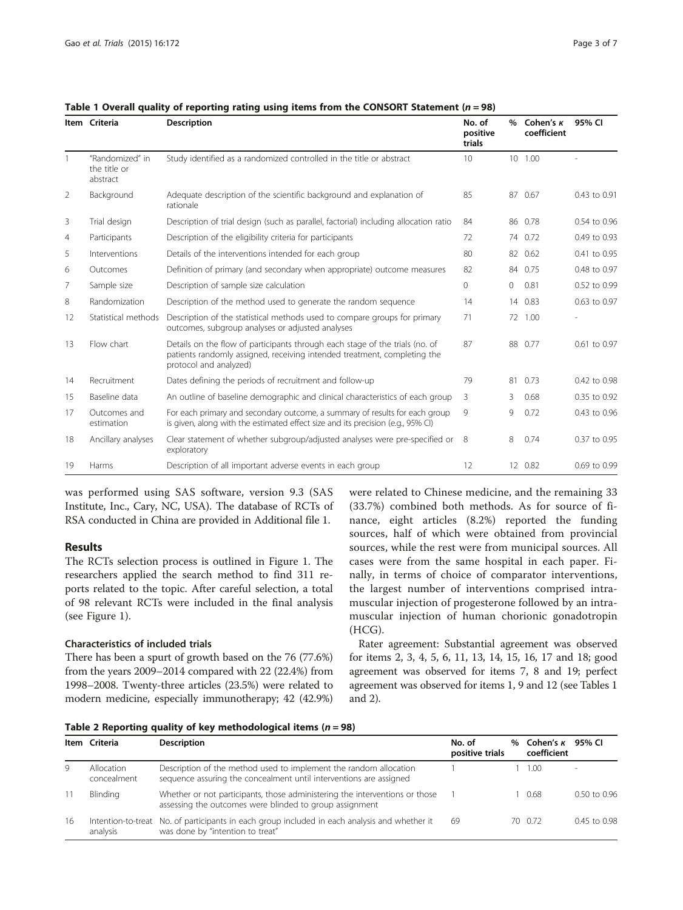**Table 1 Overall quality of reporting rating using items from the CONSORT Statement ($n = 98$)**

| Item | Criteria | Description | No. of positive trials | % | Cohen's κ coefficient | 95% CI |
|---|---|---|---|---|---|---|
| 1 | "Randomized" in the title or abstract | Study identified as a randomized controlled in the title or abstract | 10 | 10 | 1.00 | - |
| 2 | Background | Adequate description of the scientific background and explanation of rationale | 85 | 87 | 0.67 | 0.43 to 0.91 |
| 3 | Trial design | Description of trial design (such as parallel, factorial) including allocation ratio | 84 | 86 | 0.78 | 0.54 to 0.96 |
| 4 | Participants | Description of the eligibility criteria for participants | 72 | 74 | 0.72 | 0.49 to 0.93 |
| 5 | Interventions | Details of the interventions intended for each group | 80 | 82 | 0.62 | 0.41 to 0.95 |
| 6 | Outcomes | Definition of primary (and secondary when appropriate) outcome measures | 82 | 84 | 0.75 | 0.48 to 0.97 |
| 7 | Sample size | Description of sample size calculation | 0 | 0 | 0.81 | 0.52 to 0.99 |
| 8 | Randomization | Description of the method used to generate the random sequence | 14 | 14 | 0.83 | 0.63 to 0.97 |
| 12 | Statistical methods | Description of the statistical methods used to compare groups for primary outcomes, subgroup analyses or adjusted analyses | 71 | 72 | 1.00 | - |
| 13 | Flow chart | Details on the flow of participants through each stage of the trials (no. of patients randomly assigned, receiving intended treatment, completing the protocol and analyzed) | 87 | 88 | 0.77 | 0.61 to 0.97 |
| 14 | Recruitment | Dates defining the periods of recruitment and follow-up | 79 | 81 | 0.73 | 0.42 to 0.98 |
| 15 | Baseline data | An outline of baseline demographic and clinical characteristics of each group | 3 | 3 | 0.68 | 0.35 to 0.92 |
| 17 | Outcomes and estimation | For each primary and secondary outcome, a summary of results for each group is given, along with the estimated effect size and its precision (e.g., 95% CI) | 9 | 9 | 0.72 | 0.43 to 0.96 |
| 18 | Ancillary analyses | Clear statement of whether subgroup/adjusted analyses were pre-specified or exploratory | 8 | 8 | 0.74 | 0.37 to 0.95 |
| 19 | Harms | Description of all important adverse events in each group | 12 | 12 | 0.82 | 0.69 to 0.99 |

was performed using SAS software, version 9.3 (SAS Institute, Inc., Cary, NC, USA). The database of RCTs of RSA conducted in China are provided in Additional file 1.

## Results

The RCTs selection process is outlined in Figure 1. The researchers applied the search method to find 311 reports related to the topic. After careful selection, a total of 98 relevant RCTs were included in the final analysis (see Figure 1).

### Characteristics of included trials

There has been a spurt of growth based on the 76 (77.6%) from the years 2009–2014 compared with 22 (22.4%) from 1998–2008. Twenty-three articles (23.5%) were related to modern medicine, especially immunotherapy; 42 (42.9%) were related to Chinese medicine, and the remaining 33 (33.7%) combined both methods. As for source of finance, eight articles (8.2%) reported the funding sources, half of which were obtained from provincial sources, while the rest were from municipal sources. All cases were from the same hospital in each paper. Finally, in terms of choice of comparator interventions, the largest number of interventions comprised intramuscular injection of progesterone followed by an intramuscular injection of human chorionic gonadotropin (HCG).

Rater agreement: Substantial agreement was observed for items 2, 3, 4, 5, 6, 11, 13, 14, 15, 16, 17 and 18; good agreement was observed for items 7, 8 and 19; perfect agreement was observed for items 1, 9 and 12 (see Tables 1 and 2).

**Table 2 Reporting quality of key methodological items ($n = 98$)**

| Item | Criteria | Description | No. of positive trials | % | Cohen's κ coefficient | 95% CI |
|---|---|---|---|---|---|---|
| 9 | Allocation concealment | Description of the method used to implement the random allocation sequence assuring the concealment until interventions are assigned | 1 | 1 | 1.00 | - |
| 11 | Blinding | Whether or not participants, those administering the interventions or those assessing the outcomes were blinded to group assignment | 1 | 1 | 0.68 | 0.50 to 0.96 |
| 16 | Intention-to-treat analysis | No. of participants in each group included in each analysis and whether it was done by "intention to treat" | 69 | 70 | 0.72 | 0.45 to 0.98 |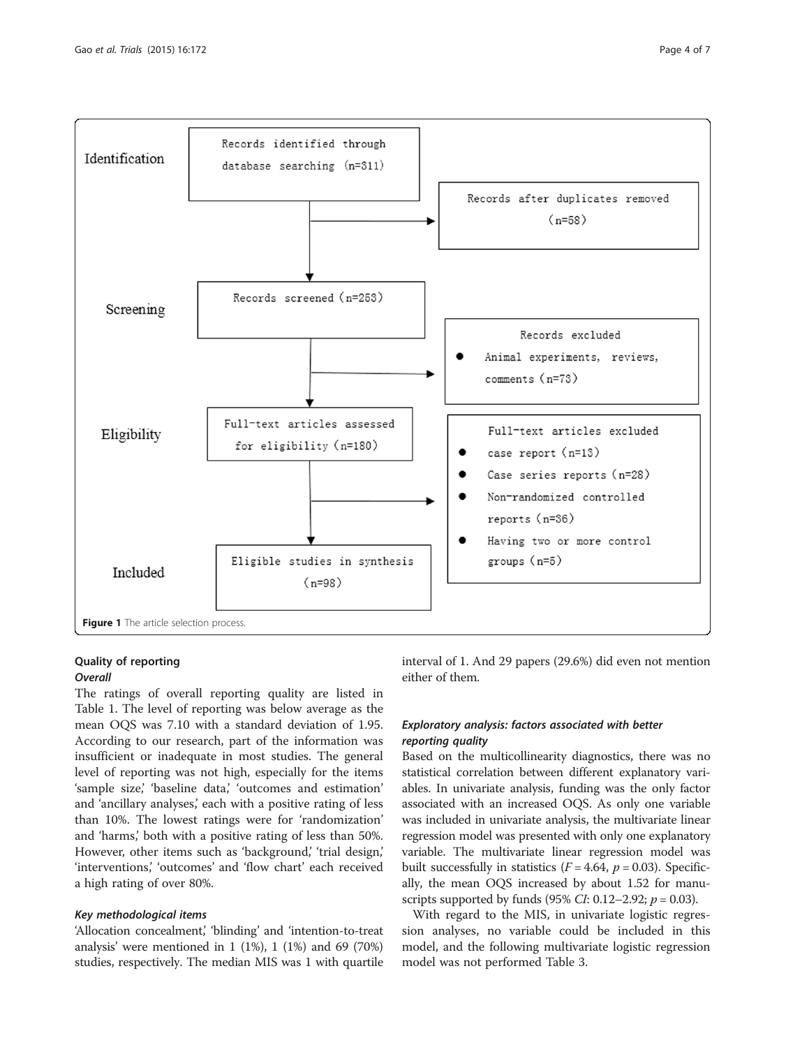Identification

Records identified through database searching (n=311)

Records after duplicates removed (n=58)

Screening

Records screened (n=253)

Records excluded

- Animal experiments, reviews, comments (n=73)

Eligibility

Full-text articles assessed for eligibility (n=180)

Full-text articles excluded

- case report (n=13)
- Case series reports (n=28)
- Non-randomized controlled reports (n=36)
- Having two or more control groups (n=5)

Included

Eligible studies in synthesis (n=98)

**Figure 1** The article selection process.

### Quality of reporting

#### *Overall*

The ratings of overall reporting quality are listed in Table 1. The level of reporting was below average as the mean OQS was 7.10 with a standard deviation of 1.95. According to our research, part of the information was insufficient or inadequate in most studies. The general level of reporting was not high, especially for the items 'sample size,' 'baseline data,' 'outcomes and estimation' and 'ancillary analyses,' each with a positive rating of less than 10%. The lowest ratings were for 'randomization' and 'harms,' both with a positive rating of less than 50%. However, other items such as 'background,' 'trial design,' 'interventions,' 'outcomes' and 'flow chart' each received a high rating of over 80%.

#### *Key methodological items*

'Allocation concealment,' 'blinding' and 'intention-to-treat analysis' were mentioned in 1 (1%), 1 (1%) and 69 (70%) studies, respectively. The median MIS was 1 with quartile interval of 1. And 29 papers (29.6%) did even not mention either of them.

#### *Exploratory analysis: factors associated with better reporting quality*

Based on the multicollinearity diagnostics, there was no statistical correlation between different explanatory variables. In univariate analysis, funding was the only factor associated with an increased OQS. As only one variable was included in univariate analysis, the multivariate linear regression model was presented with only one explanatory variable. The multivariate linear regression model was built successfully in statistics ($F = 4.64$, $p = 0.03$). Specifically, the mean OQS increased by about 1.52 for manuscripts supported by funds (95% *CI*: 0.12–2.92; $p = 0.03$).

With regard to the MIS, in univariate logistic regression analyses, no variable could be included in this model, and the following multivariate logistic regression model was not performed Table 3.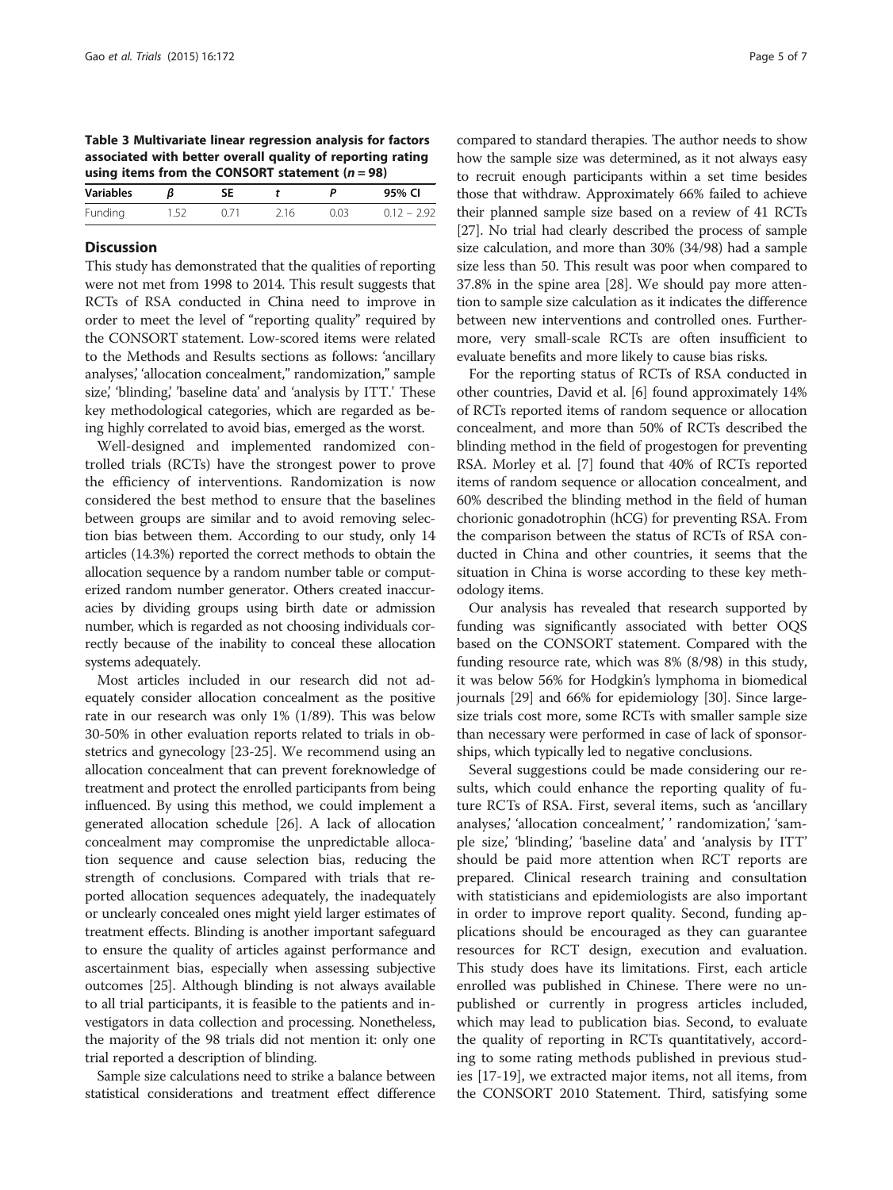**Table 3 Multivariate linear regression analysis for factors associated with better overall quality of reporting rating using items from the CONSORT statement (*n* = 98)**

| Variables | *β* | SE | *t* | *P* | 95% CI |
|---|---|---|---|---|---|
| Funding | 1.52 | 0.71 | 2.16 | 0.03 | 0.12 – 2.92 |

## Discussion

This study has demonstrated that the qualities of reporting were not met from 1998 to 2014. This result suggests that RCTs of RSA conducted in China need to improve in order to meet the level of "reporting quality" required by the CONSORT statement. Low-scored items were related to the Methods and Results sections as follows: 'ancillary analyses,' 'allocation concealment," randomization," sample size,' 'blinding,' 'baseline data' and 'analysis by ITT.' These key methodological categories, which are regarded as being highly correlated to avoid bias, emerged as the worst.

Well-designed and implemented randomized controlled trials (RCTs) have the strongest power to prove the efficiency of interventions. Randomization is now considered the best method to ensure that the baselines between groups are similar and to avoid removing selection bias between them. According to our study, only 14 articles (14.3%) reported the correct methods to obtain the allocation sequence by a random number table or computerized random number generator. Others created inaccuracies by dividing groups using birth date or admission number, which is regarded as not choosing individuals correctly because of the inability to conceal these allocation systems adequately.

Most articles included in our research did not adequately consider allocation concealment as the positive rate in our research was only 1% (1/89). This was below 30-50% in other evaluation reports related to trials in obstetrics and gynecology [23-25]. We recommend using an allocation concealment that can prevent foreknowledge of treatment and protect the enrolled participants from being influenced. By using this method, we could implement a generated allocation schedule [26]. A lack of allocation concealment may compromise the unpredictable allocation sequence and cause selection bias, reducing the strength of conclusions. Compared with trials that reported allocation sequences adequately, the inadequately or unclearly concealed ones might yield larger estimates of treatment effects. Blinding is another important safeguard to ensure the quality of articles against performance and ascertainment bias, especially when assessing subjective outcomes [25]. Although blinding is not always available to all trial participants, it is feasible to the patients and investigators in data collection and processing. Nonetheless, the majority of the 98 trials did not mention it: only one trial reported a description of blinding.

Sample size calculations need to strike a balance between statistical considerations and treatment effect difference compared to standard therapies. The author needs to show how the sample size was determined, as it not always easy to recruit enough participants within a set time besides those that withdraw. Approximately 66% failed to achieve their planned sample size based on a review of 41 RCTs [27]. No trial had clearly described the process of sample size calculation, and more than 30% (34/98) had a sample size less than 50. This result was poor when compared to 37.8% in the spine area [28]. We should pay more attention to sample size calculation as it indicates the difference between new interventions and controlled ones. Furthermore, very small-scale RCTs are often insufficient to evaluate benefits and more likely to cause bias risks.

For the reporting status of RCTs of RSA conducted in other countries, David et al. [6] found approximately 14% of RCTs reported items of random sequence or allocation concealment, and more than 50% of RCTs described the blinding method in the field of progestogen for preventing RSA. Morley et al. [7] found that 40% of RCTs reported items of random sequence or allocation concealment, and 60% described the blinding method in the field of human chorionic gonadotrophin (hCG) for preventing RSA. From the comparison between the status of RCTs of RSA conducted in China and other countries, it seems that the situation in China is worse according to these key methodology items.

Our analysis has revealed that research supported by funding was significantly associated with better OQS based on the CONSORT statement. Compared with the funding resource rate, which was 8% (8/98) in this study, it was below 56% for Hodgkin's lymphoma in biomedical journals [29] and 66% for epidemiology [30]. Since large-size trials cost more, some RCTs with smaller sample size than necessary were performed in case of lack of sponsorships, which typically led to negative conclusions.

Several suggestions could be made considering our results, which could enhance the reporting quality of future RCTs of RSA. First, several items, such as 'ancillary analyses,' 'allocation concealment,' ' randomization,' 'sample size,' 'blinding,' 'baseline data' and 'analysis by ITT' should be paid more attention when RCT reports are prepared. Clinical research training and consultation with statisticians and epidemiologists are also important in order to improve report quality. Second, funding applications should be encouraged as they can guarantee resources for RCT design, execution and evaluation. This study does have its limitations. First, each article enrolled was published in Chinese. There were no unpublished or currently in progress articles included, which may lead to publication bias. Second, to evaluate the quality of reporting in RCTs quantitatively, according to some rating methods published in previous studies [17-19], we extracted major items, not all items, from the CONSORT 2010 Statement. Third, satisfying some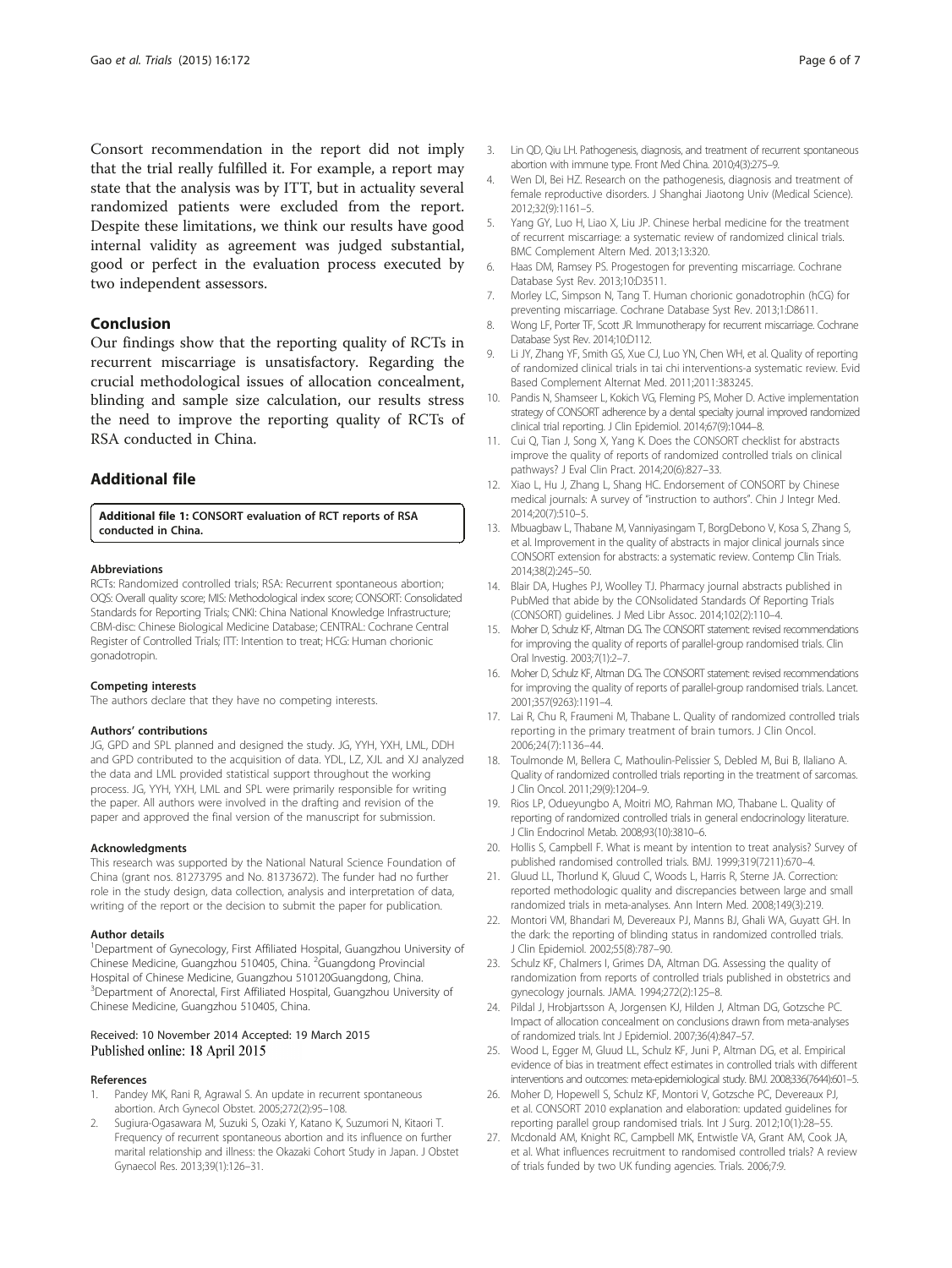Consort recommendation in the report did not imply that the trial really fulfilled it. For example, a report may state that the analysis was by ITT, but in actuality several randomized patients were excluded from the report. Despite these limitations, we think our results have good internal validity as agreement was judged substantial, good or perfect in the evaluation process executed by two independent assessors.

## Conclusion

Our findings show that the reporting quality of RCTs in recurrent miscarriage is unsatisfactory. Regarding the crucial methodological issues of allocation concealment, blinding and sample size calculation, our results stress the need to improve the reporting quality of RCTs of RSA conducted in China.

## Additional file

**Additional file 1:** CONSORT evaluation of RCT reports of RSA conducted in China.

#### Abbreviations

RCTs: Randomized controlled trials; RSA: Recurrent spontaneous abortion; OQS: Overall quality score; MIS: Methodological index score; CONSORT: Consolidated Standards for Reporting Trials; CNKI: China National Knowledge Infrastructure; CBM-disc: Chinese Biological Medicine Database; CENTRAL: Cochrane Central Register of Controlled Trials; ITT: Intention to treat; HCG: Human chorionic gonadotropin.

#### Competing interests

The authors declare that they have no competing interests.

#### Authors' contributions

JG, GPD and SPL planned and designed the study. JG, YYH, YXH, LML, DDH and GPD contributed to the acquisition of data. YDL, LZ, XJL and XJ analyzed the data and LML provided statistical support throughout the working process. JG, YYH, YXH, LML and SPL were primarily responsible for writing the paper. All authors were involved in the drafting and revision of the paper and approved the final version of the manuscript for submission.

#### Acknowledgments

This research was supported by the National Natural Science Foundation of China (grant nos. 81273795 and No. 81373672). The funder had no further role in the study design, data collection, analysis and interpretation of data, writing of the report or the decision to submit the paper for publication.

#### Author details

[1]Department of Gynecology, First Affiliated Hospital, Guangzhou University of Chinese Medicine, Guangzhou 510405, China. [2]Guangdong Provincial Hospital of Chinese Medicine, Guangzhou 510120Guangdong, China. [3]Department of Anorectal, First Affiliated Hospital, Guangzhou University of Chinese Medicine, Guangzhou 510405, China.

Received: 10 November 2014 Accepted: 19 March 2015
Published online: 18 April 2015

#### References

1. Pandey MK, Rani R, Agrawal S. An update in recurrent spontaneous abortion. Arch Gynecol Obstet. 2005;272(2):95–108.
2. Sugiura-Ogasawara M, Suzuki S, Ozaki Y, Katano K, Suzumori N, Kitaori T. Frequency of recurrent spontaneous abortion and its influence on further marital relationship and illness: the Okazaki Cohort Study in Japan. J Obstet Gynaecol Res. 2013;39(1):126–31.
3. Lin QD, Qiu LH. Pathogenesis, diagnosis, and treatment of recurrent spontaneous abortion with immune type. Front Med China. 2010;4(3):275–9.
4. Wen DI, Bei HZ. Research on the pathogenesis, diagnosis and treatment of female reproductive disorders. J Shanghai Jiaotong Univ (Medical Science). 2012;32(9):1161–5.
5. Yang GY, Luo H, Liao X, Liu JP. Chinese herbal medicine for the treatment of recurrent miscarriage: a systematic review of randomized clinical trials. BMC Complement Altern Med. 2013;13:320.
6. Haas DM, Ramsey PS. Progestogen for preventing miscarriage. Cochrane Database Syst Rev. 2013;10:D3511.
7. Morley LC, Simpson N, Tang T. Human chorionic gonadotrophin (hCG) for preventing miscarriage. Cochrane Database Syst Rev. 2013;1:D8611.
8. Wong LF, Porter TF, Scott JR. Immunotherapy for recurrent miscarriage. Cochrane Database Syst Rev. 2014;10:D112.
9. Li JY, Zhang YF, Smith GS, Xue CJ, Luo YN, Chen WH, et al. Quality of reporting of randomized clinical trials in tai chi interventions-a systematic review. Evid Based Complement Alternat Med. 2011;2011:383245.
10. Pandis N, Shamseer L, Kokich VG, Fleming PS, Moher D. Active implementation strategy of CONSORT adherence by a dental specialty journal improved randomized clinical trial reporting. J Clin Epidemiol. 2014;67(9):1044–8.
11. Cui Q, Tian J, Song X, Yang K. Does the CONSORT checklist for abstracts improve the quality of reports of randomized controlled trials on clinical pathways? J Eval Clin Pract. 2014;20(6):827–33.
12. Xiao L, Hu J, Zhang L, Shang HC. Endorsement of CONSORT by Chinese medical journals: A survey of "instruction to authors". Chin J Integr Med. 2014;20(7):510–5.
13. Mbuagbaw L, Thabane M, Vanniyasingam T, BorgDebono V, Kosa S, Zhang S, et al. Improvement in the quality of abstracts in major clinical journals since CONSORT extension for abstracts: a systematic review. Contemp Clin Trials. 2014;38(2):245–50.
14. Blair DA, Hughes PJ, Woolley TJ. Pharmacy journal abstracts published in PubMed that abide by the CONsolidated Standards Of Reporting Trials (CONSORT) guidelines. J Med Libr Assoc. 2014;102(2):110–4.
15. Moher D, Schulz KF, Altman DG. The CONSORT statement: revised recommendations for improving the quality of reports of parallel-group randomised trials. Clin Oral Investig. 2003;7(1):2–7.
16. Moher D, Schulz KF, Altman DG. The CONSORT statement: revised recommendations for improving the quality of reports of parallel-group randomised trials. Lancet. 2001;357(9263):1191–4.
17. Lai R, Chu R, Fraumeni M, Thabane L. Quality of randomized controlled trials reporting in the primary treatment of brain tumors. J Clin Oncol. 2006;24(7):1136–44.
18. Toulmonde M, Bellera C, Mathoulin-Pelissier S, Debled M, Bui B, Italiano A. Quality of randomized controlled trials reporting in the treatment of sarcomas. J Clin Oncol. 2011;29(9):1204–9.
19. Rios LP, Odueyungbo A, Moitri MO, Rahman MO, Thabane L. Quality of reporting of randomized controlled trials in general endocrinology literature. J Clin Endocrinol Metab. 2008;93(10):3810–6.
20. Hollis S, Campbell F. What is meant by intention to treat analysis? Survey of published randomised controlled trials. BMJ. 1999;319(7211):670–4.
21. Gluud LL, Thorlund K, Gluud C, Woods L, Harris R, Sterne JA. Correction: reported methodologic quality and discrepancies between large and small randomized trials in meta-analyses. Ann Intern Med. 2008;149(3):219.
22. Montori VM, Bhandari M, Devereaux PJ, Manns BJ, Ghali WA, Guyatt GH. In the dark: the reporting of blinding status in randomized controlled trials. J Clin Epidemiol. 2002;55(8):787–90.
23. Schulz KF, Chalmers I, Grimes DA, Altman DG. Assessing the quality of randomization from reports of controlled trials published in obstetrics and gynecology journals. JAMA. 1994;272(2):125–8.
24. Pildal J, Hrobjartsson A, Jorgensen KJ, Hilden J, Altman DG, Gotzsche PC. Impact of allocation concealment on conclusions drawn from meta-analyses of randomized trials. Int J Epidemiol. 2007;36(4):847–57.
25. Wood L, Egger M, Gluud LL, Schulz KF, Juni P, Altman DG, et al. Empirical evidence of bias in treatment effect estimates in controlled trials with different interventions and outcomes: meta-epidemiological study. BMJ. 2008;336(7644):601–5.
26. Moher D, Hopewell S, Schulz KF, Montori V, Gotzsche PC, Devereaux PJ, et al. CONSORT 2010 explanation and elaboration: updated guidelines for reporting parallel group randomised trials. Int J Surg. 2012;10(1):28–55.
27. Mcdonald AM, Knight RC, Campbell MK, Entwistle VA, Grant AM, Cook JA, et al. What influences recruitment to randomised controlled trials? A review of trials funded by two UK funding agencies. Trials. 2006;7:9.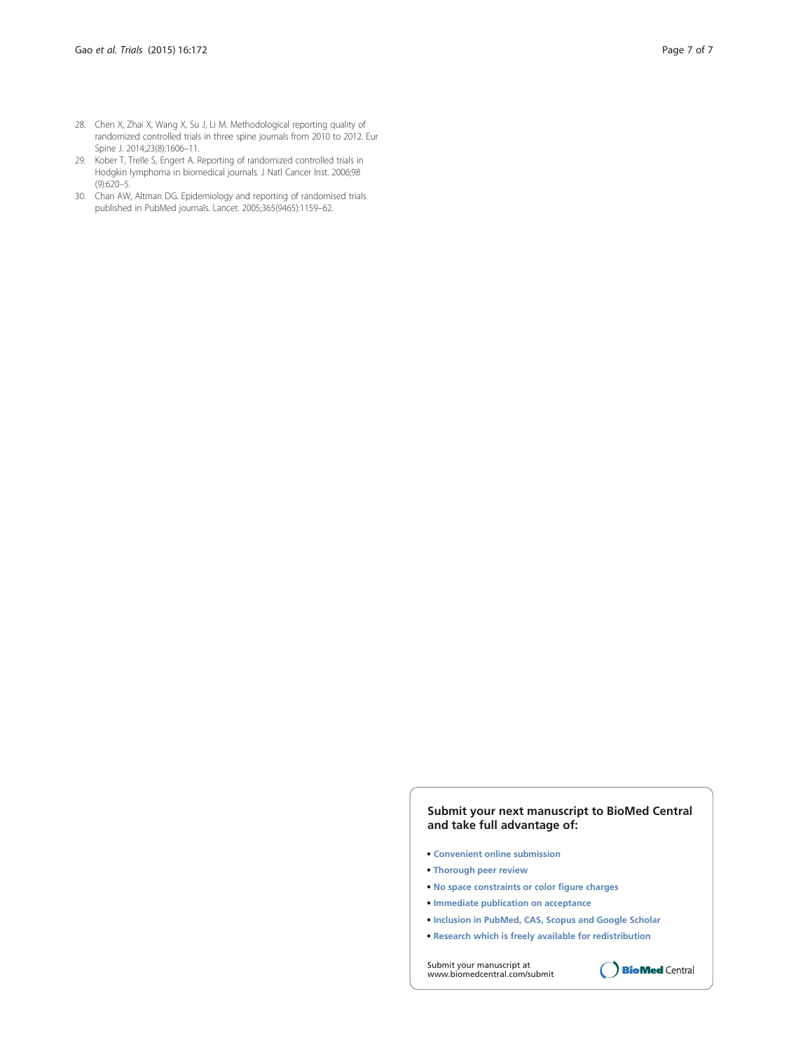28. Chen X, Zhai X, Wang X, Su J, Li M. Methodological reporting quality of randomized controlled trials in three spine journals from 2010 to 2012. Eur Spine J. 2014;23(8):1606–11.
29. Kober T, Trelle S, Engert A. Reporting of randomized controlled trials in Hodgkin lymphoma in biomedical journals. J Natl Cancer Inst. 2006;98(9):620–5.
30. Chan AW, Altman DG. Epidemiology and reporting of randomised trials published in PubMed journals. Lancet. 2005;365(9465):1159–62.

**Submit your next manuscript to BioMed Central and take full advantage of:**

- **Convenient online submission**
- **Thorough peer review**
- **No space constraints or color figure charges**
- **Immediate publication on acceptance**
- **Inclusion in PubMed, CAS, Scopus and Google Scholar**
- **Research which is freely available for redistribution**

Submit your manuscript at
www.biomedcentral.com/submit

BioMed Central